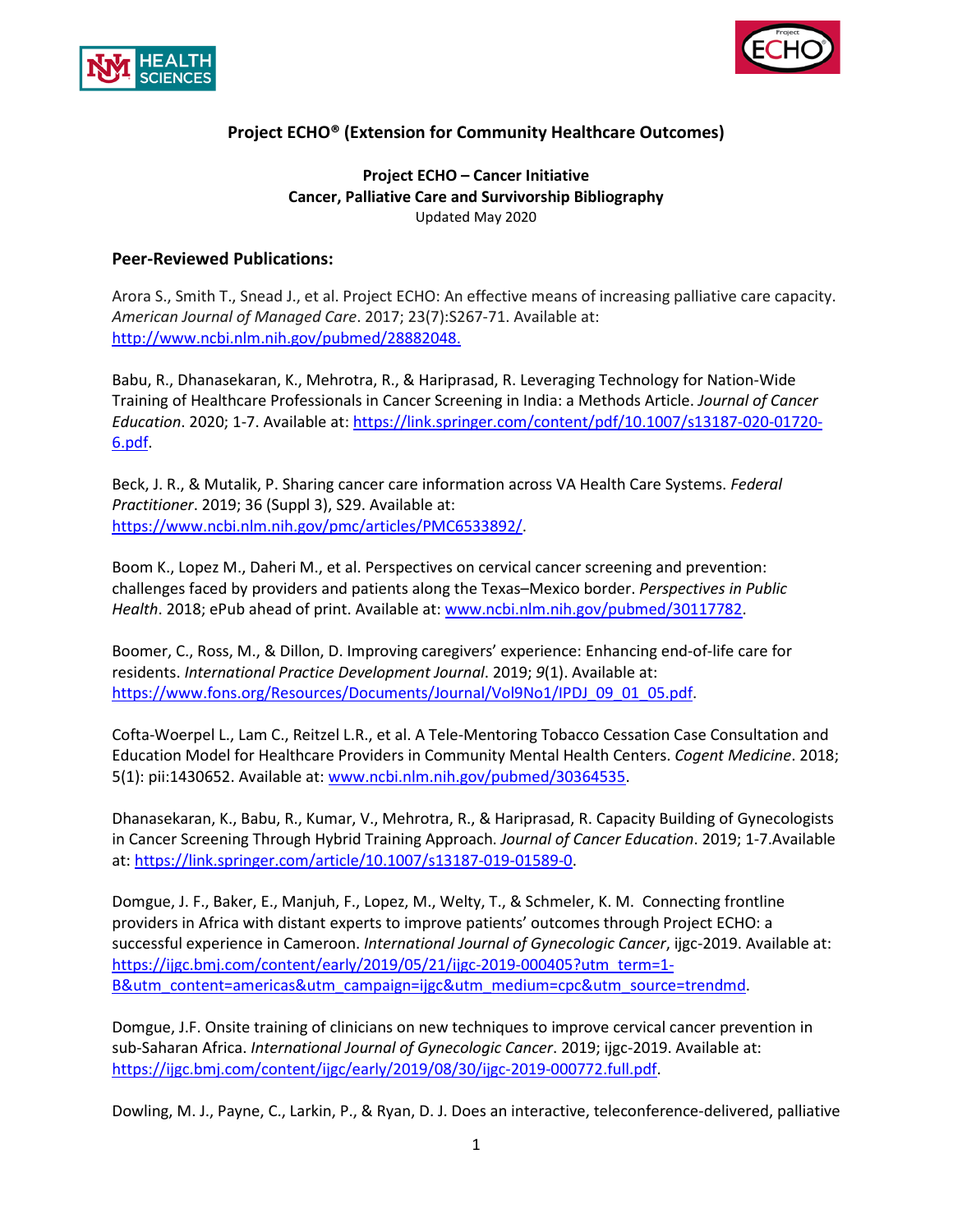# Project ECHO® (Extension for Community Healthcare Outcomes)

**Project ECHO – Cancer Initiative**
**Cancer, Palliative Care and Survivorship Bibliography**
Updated May 2020

## Peer-Reviewed Publications:

Arora S., Smith T., Snead J., et al. Project ECHO: An effective means of increasing palliative care capacity. *American Journal of Managed Care*. 2017; 23(7):S267-71. Available at: [http://www.ncbi.nlm.nih.gov/pubmed/28882048.](http://www.ncbi.nlm.nih.gov/pubmed/28882048)

Babu, R., Dhanasekaran, K., Mehrotra, R., & Hariprasad, R. Leveraging Technology for Nation-Wide Training of Healthcare Professionals in Cancer Screening in India: a Methods Article. *Journal of Cancer Education*. 2020; 1-7. Available at: [https://link.springer.com/content/pdf/10.1007/s13187-020-01720-6.pdf](https://link.springer.com/content/pdf/10.1007/s13187-020-01720-6.pdf).

Beck, J. R., & Mutalik, P. Sharing cancer care information across VA Health Care Systems. *Federal Practitioner*. 2019; 36 (Suppl 3), S29. Available at: [https://www.ncbi.nlm.nih.gov/pmc/articles/PMC6533892/](https://www.ncbi.nlm.nih.gov/pmc/articles/PMC6533892/).

Boom K., Lopez M., Daheri M., et al. Perspectives on cervical cancer screening and prevention: challenges faced by providers and patients along the Texas–Mexico border. *Perspectives in Public Health*. 2018; ePub ahead of print. Available at: [www.ncbi.nlm.nih.gov/pubmed/30117782](www.ncbi.nlm.nih.gov/pubmed/30117782).

Boomer, C., Ross, M., & Dillon, D. Improving caregivers' experience: Enhancing end-of-life care for residents. *International Practice Development Journal*. 2019; *9*(1). Available at: [https://www.fons.org/Resources/Documents/Journal/Vol9No1/IPDJ_09_01_05.pdf](https://www.fons.org/Resources/Documents/Journal/Vol9No1/IPDJ_09_01_05.pdf).

Cofta-Woerpel L., Lam C., Reitzel L.R., et al. A Tele-Mentoring Tobacco Cessation Case Consultation and Education Model for Healthcare Providers in Community Mental Health Centers. *Cogent Medicine*. 2018; 5(1): pii:1430652. Available at: [www.ncbi.nlm.nih.gov/pubmed/30364535](www.ncbi.nlm.nih.gov/pubmed/30364535).

Dhanasekaran, K., Babu, R., Kumar, V., Mehrotra, R., & Hariprasad, R. Capacity Building of Gynecologists in Cancer Screening Through Hybrid Training Approach. *Journal of Cancer Education*. 2019; 1-7.Available at: [https://link.springer.com/article/10.1007/s13187-019-01589-0](https://link.springer.com/article/10.1007/s13187-019-01589-0).

Domgue, J. F., Baker, E., Manjuh, F., Lopez, M., Welty, T., & Schmeler, K. M. Connecting frontline providers in Africa with distant experts to improve patients' outcomes through Project ECHO: a successful experience in Cameroon. *International Journal of Gynecologic Cancer*, ijgc-2019. Available at: [https://ijgc.bmj.com/content/early/2019/05/21/ijgc-2019-000405?utm_term=1-B&utm_content=americas&utm_campaign=ijgc&utm_medium=cpc&utm_source=trendmd](https://ijgc.bmj.com/content/early/2019/05/21/ijgc-2019-000405?utm_term=1-B&utm_content=americas&utm_campaign=ijgc&utm_medium=cpc&utm_source=trendmd).

Domgue, J.F. Onsite training of clinicians on new techniques to improve cervical cancer prevention in sub-Saharan Africa. *International Journal of Gynecologic Cancer*. 2019; ijgc-2019. Available at: [https://ijgc.bmj.com/content/ijgc/early/2019/08/30/ijgc-2019-000772.full.pdf](https://ijgc.bmj.com/content/ijgc/early/2019/08/30/ijgc-2019-000772.full.pdf).

Dowling, M. J., Payne, C., Larkin, P., & Ryan, D. J. Does an interactive, teleconference-delivered, palliative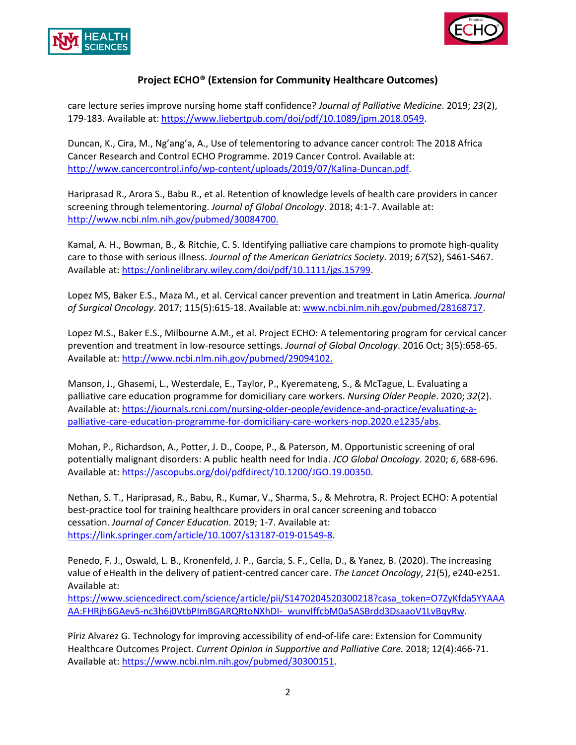care lecture series improve nursing home staff confidence? *Journal of Palliative Medicine*. 2019; *23*(2), 179-183. Available at: https://www.liebertpub.com/doi/pdf/10.1089/jpm.2018.0549.

Duncan, K., Cira, M., Ng'ang'a, A., Use of telementoring to advance cancer control: The 2018 Africa Cancer Research and Control ECHO Programme. 2019 Cancer Control. Available at: http://www.cancercontrol.info/wp-content/uploads/2019/07/Kalina-Duncan.pdf.

Hariprasad R., Arora S., Babu R., et al. Retention of knowledge levels of health care providers in cancer screening through telementoring. *Journal of Global Oncology*. 2018; 4:1-7. Available at: http://www.ncbi.nlm.nih.gov/pubmed/30084700.

Kamal, A. H., Bowman, B., & Ritchie, C. S. Identifying palliative care champions to promote high-quality care to those with serious illness. *Journal of the American Geriatrics Society*. 2019; *67*(S2), S461-S467. Available at: https://onlinelibrary.wiley.com/doi/pdf/10.1111/jgs.15799.

Lopez MS, Baker E.S., Maza M., et al. Cervical cancer prevention and treatment in Latin America. *Journal of Surgical Oncology*. 2017; 115(5):615-18. Available at: www.ncbi.nlm.nih.gov/pubmed/28168717.

Lopez M.S., Baker E.S., Milbourne A.M., et al. Project ECHO: A telementoring program for cervical cancer prevention and treatment in low-resource settings. *Journal of Global Oncology*. 2016 Oct; 3(5):658-65. Available at: http://www.ncbi.nlm.nih.gov/pubmed/29094102.

Manson, J., Ghasemi, L., Westerdale, E., Taylor, P., Kyeremateng, S., & McTague, L. Evaluating a palliative care education programme for domiciliary care workers. *Nursing Older People*. 2020; *32*(2). Available at: https://journals.rcni.com/nursing-older-people/evidence-and-practice/evaluating-a-palliative-care-education-programme-for-domiciliary-care-workers-nop.2020.e1235/abs.

Mohan, P., Richardson, A., Potter, J. D., Coope, P., & Paterson, M. Opportunistic screening of oral potentially malignant disorders: A public health need for India. *JCO Global Oncology*. 2020; *6*, 688-696. Available at: https://ascopubs.org/doi/pdfdirect/10.1200/JGO.19.00350.

Nethan, S. T., Hariprasad, R., Babu, R., Kumar, V., Sharma, S., & Mehrotra, R. Project ECHO: A potential best-practice tool for training healthcare providers in oral cancer screening and tobacco cessation. *Journal of Cancer Education*. 2019; 1-7. Available at: https://link.springer.com/article/10.1007/s13187-019-01549-8.

Penedo, F. J., Oswald, L. B., Kronenfeld, J. P., Garcia, S. F., Cella, D., & Yanez, B. (2020). The increasing value of eHealth in the delivery of patient-centred cancer care. *The Lancet Oncology*, *21*(5), e240-e251. Available at: https://www.sciencedirect.com/science/article/pii/S1470204520300218?casa_token=O7ZyKfda5YYAAAAA:FHRjh6GAev5-nc3h6j0VtbPImBGARQRtoNXhDI-_wunvIffcbM0a5ASBrdd3DsaaoV1LvBqyRw.

Píriz Alvarez G. Technology for improving accessibility of end-of-life care: Extension for Community Healthcare Outcomes Project. *Current Opinion in Supportive and Palliative Care.* 2018; 12(4):466-71. Available at: https://www.ncbi.nlm.nih.gov/pubmed/30300151.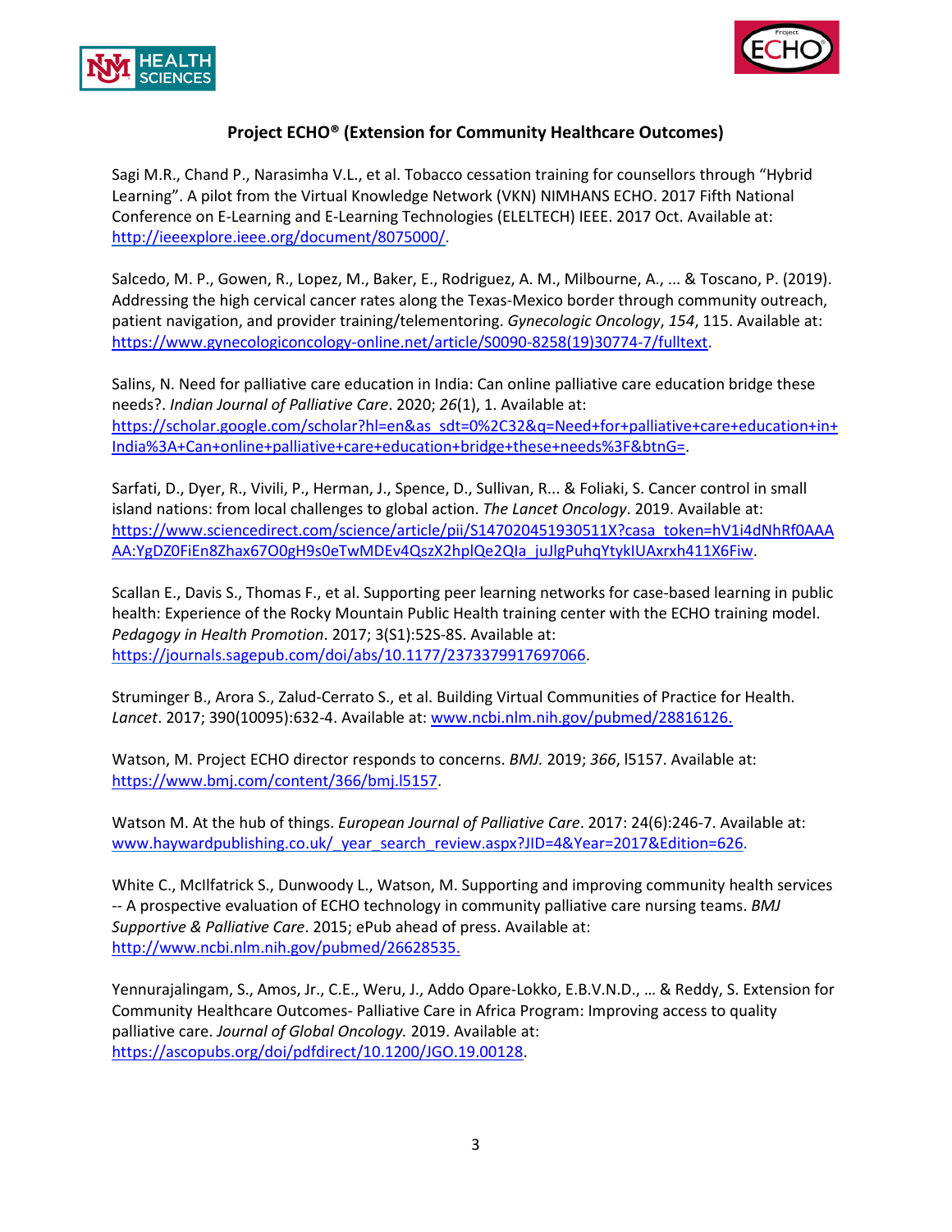**Project ECHO® (Extension for Community Healthcare Outcomes)**

Sagi M.R., Chand P., Narasimha V.L., et al. Tobacco cessation training for counsellors through "Hybrid Learning". A pilot from the Virtual Knowledge Network (VKN) NIMHANS ECHO. 2017 Fifth National Conference on E-Learning and E-Learning Technologies (ELELTECH) IEEE. 2017 Oct. Available at: http://ieeexplore.ieee.org/document/8075000/.

Salcedo, M. P., Gowen, R., Lopez, M., Baker, E., Rodriguez, A. M., Milbourne, A., ... & Toscano, P. (2019). Addressing the high cervical cancer rates along the Texas-Mexico border through community outreach, patient navigation, and provider training/telementoring. *Gynecologic Oncology*, *154*, 115. Available at: https://www.gynecologiconcology-online.net/article/S0090-8258(19)30774-7/fulltext.

Salins, N. Need for palliative care education in India: Can online palliative care education bridge these needs?. *Indian Journal of Palliative Care*. 2020; *26*(1), 1. Available at: https://scholar.google.com/scholar?hl=en&as_sdt=0%2C32&q=Need+for+palliative+care+education+in+India%3A+Can+online+palliative+care+education+bridge+these+needs%3F&btnG=.

Sarfati, D., Dyer, R., Vivili, P., Herman, J., Spence, D., Sullivan, R... & Foliaki, S. Cancer control in small island nations: from local challenges to global action. *The Lancet Oncology*. 2019. Available at: https://www.sciencedirect.com/science/article/pii/S147020451930511X?casa_token=hV1i4dNhRf0AAAAA:YgDZ0FiEn8Zhax67O0gH9s0eTwMDEv4QszX2hplQe2QIa_juJlgPuhqYtykIUAxrxh411X6Fiw.

Scallan E., Davis S., Thomas F., et al. Supporting peer learning networks for case-based learning in public health: Experience of the Rocky Mountain Public Health training center with the ECHO training model. *Pedagogy in Health Promotion*. 2017; 3(S1):52S-8S. Available at: https://journals.sagepub.com/doi/abs/10.1177/2373379917697066.

Struminger B., Arora S., Zalud-Cerrato S., et al. Building Virtual Communities of Practice for Health. *Lancet*. 2017; 390(10095):632-4. Available at: www.ncbi.nlm.nih.gov/pubmed/28816126.

Watson, M. Project ECHO director responds to concerns. *BMJ.* 2019; *366*, l5157. Available at: https://www.bmj.com/content/366/bmj.l5157.

Watson M. At the hub of things. *European Journal of Palliative Care*. 2017: 24(6):246-7. Available at: www.haywardpublishing.co.uk/_year_search_review.aspx?JID=4&Year=2017&Edition=626.

White C., McIlfatrick S., Dunwoody L., Watson, M. Supporting and improving community health services -- A prospective evaluation of ECHO technology in community palliative care nursing teams. *BMJ Supportive & Palliative Care*. 2015; ePub ahead of press. Available at: http://www.ncbi.nlm.nih.gov/pubmed/26628535.

Yennurajalingam, S., Amos, Jr., C.E., Weru, J., Addo Opare-Lokko, E.B.V.N.D., … & Reddy, S. Extension for Community Healthcare Outcomes- Palliative Care in Africa Program: Improving access to quality palliative care. *Journal of Global Oncology.* 2019. Available at: https://ascopubs.org/doi/pdfdirect/10.1200/JGO.19.00128.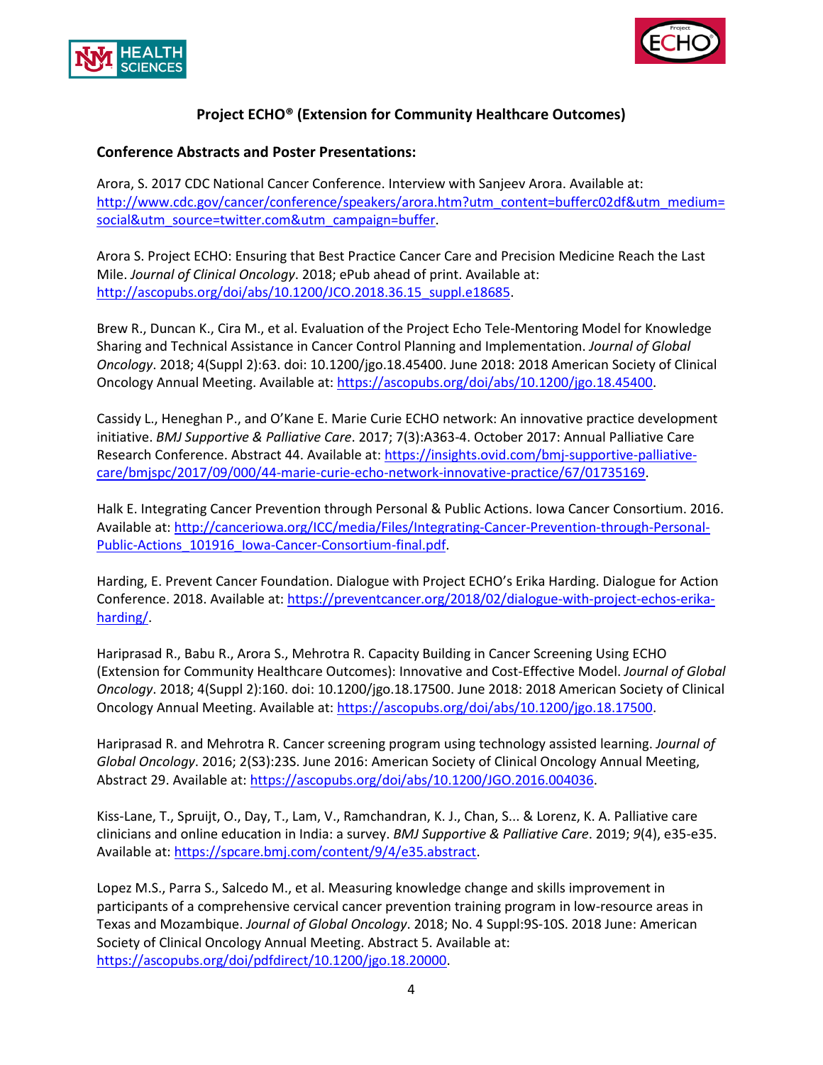## Project ECHO® (Extension for Community Healthcare Outcomes)

### Conference Abstracts and Poster Presentations:

Arora, S. 2017 CDC National Cancer Conference. Interview with Sanjeev Arora. Available at: http://www.cdc.gov/cancer/conference/speakers/arora.htm?utm_content=bufferc02df&utm_medium=social&utm_source=twitter.com&utm_campaign=buffer.

Arora S. Project ECHO: Ensuring that Best Practice Cancer Care and Precision Medicine Reach the Last Mile. *Journal of Clinical Oncology*. 2018; ePub ahead of print. Available at: http://ascopubs.org/doi/abs/10.1200/JCO.2018.36.15_suppl.e18685.

Brew R., Duncan K., Cira M., et al. Evaluation of the Project Echo Tele-Mentoring Model for Knowledge Sharing and Technical Assistance in Cancer Control Planning and Implementation. *Journal of Global Oncology*. 2018; 4(Suppl 2):63. doi: 10.1200/jgo.18.45400. June 2018: 2018 American Society of Clinical Oncology Annual Meeting. Available at: https://ascopubs.org/doi/abs/10.1200/jgo.18.45400.

Cassidy L., Heneghan P., and O'Kane E. Marie Curie ECHO network: An innovative practice development initiative. *BMJ Supportive & Palliative Care*. 2017; 7(3):A363-4. October 2017: Annual Palliative Care Research Conference. Abstract 44. Available at: https://insights.ovid.com/bmj-supportive-palliative-care/bmjspc/2017/09/000/44-marie-curie-echo-network-innovative-practice/67/01735169.

Halk E. Integrating Cancer Prevention through Personal & Public Actions. Iowa Cancer Consortium. 2016. Available at: http://canceriowa.org/ICC/media/Files/Integrating-Cancer-Prevention-through-Personal-Public-Actions_101916_Iowa-Cancer-Consortium-final.pdf.

Harding, E. Prevent Cancer Foundation. Dialogue with Project ECHO's Erika Harding. Dialogue for Action Conference. 2018. Available at: https://preventcancer.org/2018/02/dialogue-with-project-echos-erika-harding/.

Hariprasad R., Babu R., Arora S., Mehrotra R. Capacity Building in Cancer Screening Using ECHO (Extension for Community Healthcare Outcomes): Innovative and Cost-Effective Model. *Journal of Global Oncology*. 2018; 4(Suppl 2):160. doi: 10.1200/jgo.18.17500. June 2018: 2018 American Society of Clinical Oncology Annual Meeting. Available at: https://ascopubs.org/doi/abs/10.1200/jgo.18.17500.

Hariprasad R. and Mehrotra R. Cancer screening program using technology assisted learning. *Journal of Global Oncology*. 2016; 2(S3):23S. June 2016: American Society of Clinical Oncology Annual Meeting, Abstract 29. Available at: https://ascopubs.org/doi/abs/10.1200/JGO.2016.004036.

Kiss-Lane, T., Spruijt, O., Day, T., Lam, V., Ramchandran, K. J., Chan, S... & Lorenz, K. A. Palliative care clinicians and online education in India: a survey. *BMJ Supportive & Palliative Care*. 2019; *9*(4), e35-e35. Available at: https://spcare.bmj.com/content/9/4/e35.abstract.

Lopez M.S., Parra S., Salcedo M., et al. Measuring knowledge change and skills improvement in participants of a comprehensive cervical cancer prevention training program in low-resource areas in Texas and Mozambique. *Journal of Global Oncology*. 2018; No. 4 Suppl:9S-10S. 2018 June: American Society of Clinical Oncology Annual Meeting. Abstract 5. Available at: https://ascopubs.org/doi/pdfdirect/10.1200/jgo.18.20000.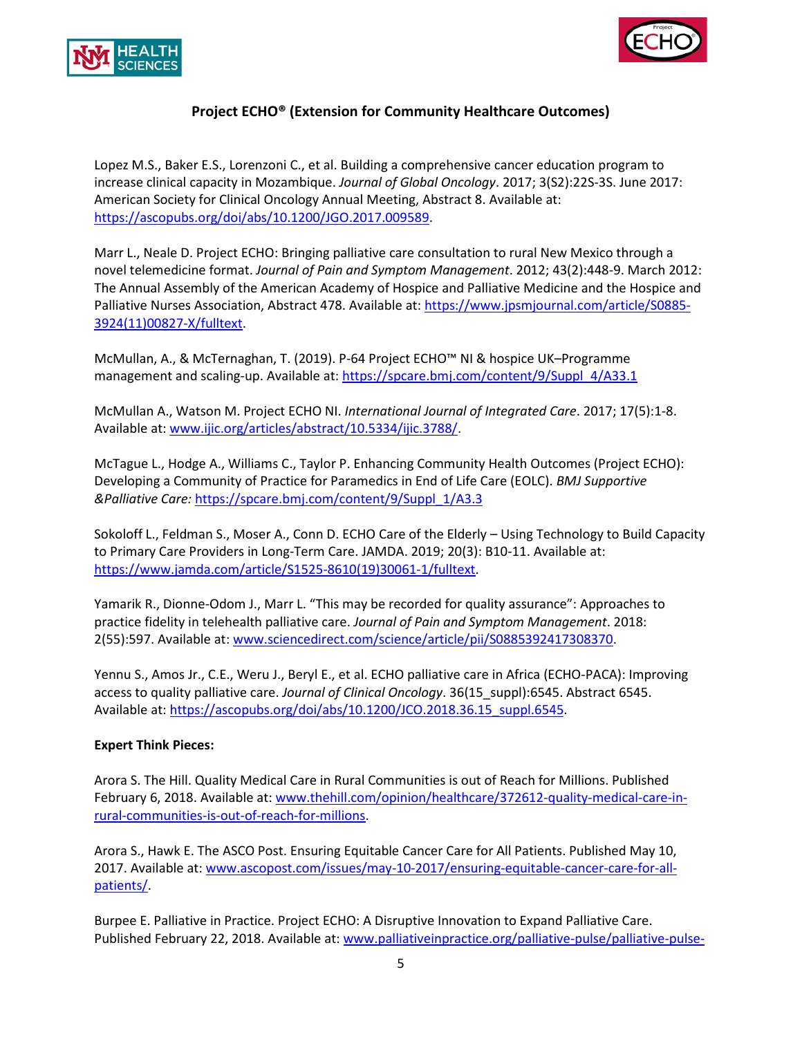Project ECHO® (Extension for Community Healthcare Outcomes)

Lopez M.S., Baker E.S., Lorenzoni C., et al. Building a comprehensive cancer education program to increase clinical capacity in Mozambique. *Journal of Global Oncology*. 2017; 3(S2):22S-3S. June 2017: American Society for Clinical Oncology Annual Meeting, Abstract 8. Available at: https://ascopubs.org/doi/abs/10.1200/JGO.2017.009589.

Marr L., Neale D. Project ECHO: Bringing palliative care consultation to rural New Mexico through a novel telemedicine format. *Journal of Pain and Symptom Management*. 2012; 43(2):448-9. March 2012: The Annual Assembly of the American Academy of Hospice and Palliative Medicine and the Hospice and Palliative Nurses Association, Abstract 478. Available at: https://www.jpsmjournal.com/article/S0885-3924(11)00827-X/fulltext.

McMullan, A., & McTernaghan, T. (2019). P-64 Project ECHO™ NI & hospice UK–Programme management and scaling-up. Available at: https://spcare.bmj.com/content/9/Suppl_4/A33.1

McMullan A., Watson M. Project ECHO NI. *International Journal of Integrated Care*. 2017; 17(5):1-8. Available at: www.ijic.org/articles/abstract/10.5334/ijic.3788/.

McTague L., Hodge A., Williams C., Taylor P. Enhancing Community Health Outcomes (Project ECHO): Developing a Community of Practice for Paramedics in End of Life Care (EOLC). *BMJ Supportive &Palliative Care:* https://spcare.bmj.com/content/9/Suppl_1/A3.3

Sokoloff L., Feldman S., Moser A., Conn D. ECHO Care of the Elderly – Using Technology to Build Capacity to Primary Care Providers in Long-Term Care. JAMDA. 2019; 20(3): B10-11. Available at: https://www.jamda.com/article/S1525-8610(19)30061-1/fulltext.

Yamarik R., Dionne-Odom J., Marr L. "This may be recorded for quality assurance": Approaches to practice fidelity in telehealth palliative care. *Journal of Pain and Symptom Management*. 2018: 2(55):597. Available at: www.sciencedirect.com/science/article/pii/S0885392417308370.

Yennu S., Amos Jr., C.E., Weru J., Beryl E., et al. ECHO palliative care in Africa (ECHO-PACA): Improving access to quality palliative care. *Journal of Clinical Oncology*. 36(15_suppl):6545. Abstract 6545. Available at: https://ascopubs.org/doi/abs/10.1200/JCO.2018.36.15_suppl.6545.

**Expert Think Pieces:**

Arora S. The Hill. Quality Medical Care in Rural Communities is out of Reach for Millions. Published February 6, 2018. Available at: www.thehill.com/opinion/healthcare/372612-quality-medical-care-in-rural-communities-is-out-of-reach-for-millions.

Arora S., Hawk E. The ASCO Post. Ensuring Equitable Cancer Care for All Patients. Published May 10, 2017. Available at: www.ascopost.com/issues/may-10-2017/ensuring-equitable-cancer-care-for-all-patients/.

Burpee E. Palliative in Practice. Project ECHO: A Disruptive Innovation to Expand Palliative Care. Published February 22, 2018. Available at: www.palliativeinpractice.org/palliative-pulse/palliative-pulse-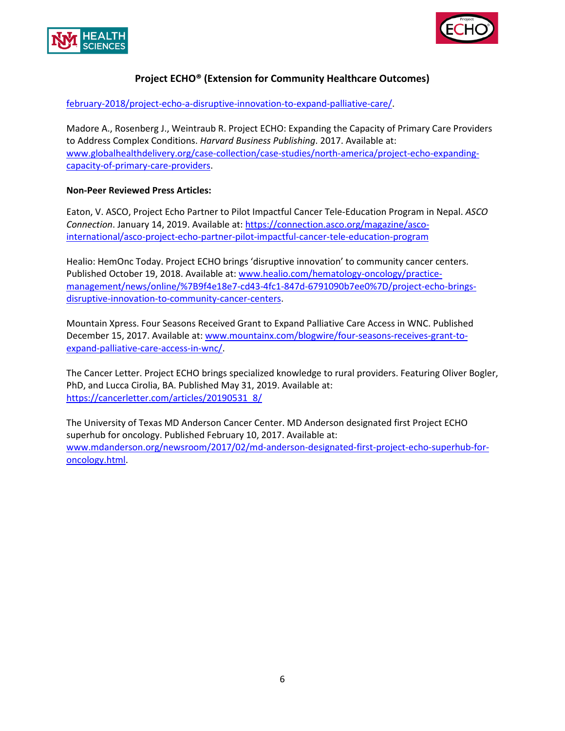february-2018/project-echo-a-disruptive-innovation-to-expand-palliative-care/.

Madore A., Rosenberg J., Weintraub R. Project ECHO: Expanding the Capacity of Primary Care Providers to Address Complex Conditions. *Harvard Business Publishing*. 2017. Available at: www.globalhealthdelivery.org/case-collection/case-studies/north-america/project-echo-expanding-capacity-of-primary-care-providers.

**Non-Peer Reviewed Press Articles:**

Eaton, V. ASCO, Project Echo Partner to Pilot Impactful Cancer Tele-Education Program in Nepal. *ASCO Connection*. January 14, 2019. Available at: https://connection.asco.org/magazine/asco-international/asco-project-echo-partner-pilot-impactful-cancer-tele-education-program

Healio: HemOnc Today. Project ECHO brings 'disruptive innovation' to community cancer centers. Published October 19, 2018. Available at: www.healio.com/hematology-oncology/practice-management/news/online/%7B9f4e18e7-cd43-4fc1-847d-6791090b7ee0%7D/project-echo-brings-disruptive-innovation-to-community-cancer-centers.

Mountain Xpress. Four Seasons Received Grant to Expand Palliative Care Access in WNC. Published December 15, 2017. Available at: www.mountainx.com/blogwire/four-seasons-receives-grant-to-expand-palliative-care-access-in-wnc/.

The Cancer Letter. Project ECHO brings specialized knowledge to rural providers. Featuring Oliver Bogler, PhD, and Lucca Cirolia, BA. Published May 31, 2019. Available at: https://cancerletter.com/articles/20190531_8/

The University of Texas MD Anderson Cancer Center. MD Anderson designated first Project ECHO superhub for oncology. Published February 10, 2017. Available at: www.mdanderson.org/newsroom/2017/02/md-anderson-designated-first-project-echo-superhub-for-oncology.html.